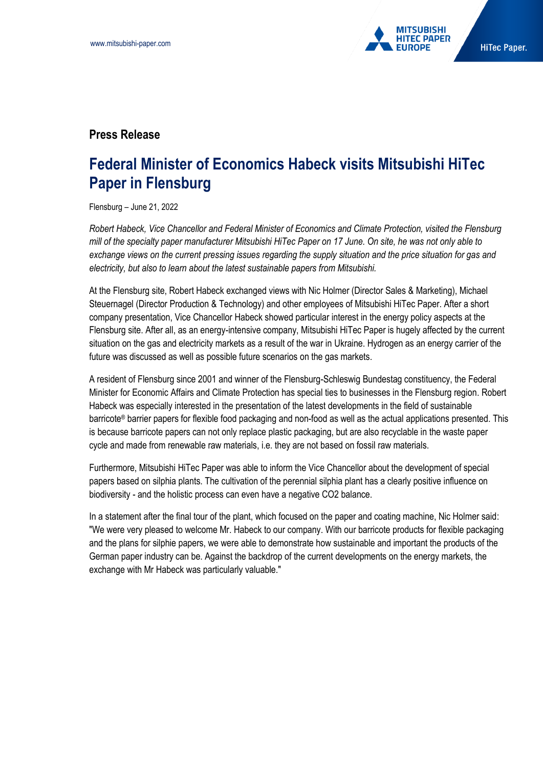## Press Release

# Federal Minister of Economics Habeck visits Mitsubishi HiTec Paper in Flensburg

Flensburg – June 21, 2022

*Robert Habeck, Vice Chancellor and Federal Minister of Economics and Climate Protection, visited the Flensburg mill of the specialty paper manufacturer Mitsubishi HiTec Paper on 17 June. On site, he was not only able to exchange views on the current pressing issues regarding the supply situation and the price situation for gas and electricity, but also to learn about the latest sustainable papers from Mitsubishi.*

At the Flensburg site, Robert Habeck exchanged views with Nic Holmer (Director Sales & Marketing), Michael Steuernagel (Director Production & Technology) and other employees of Mitsubishi HiTec Paper. After a short company presentation, Vice Chancellor Habeck showed particular interest in the energy policy aspects at the Flensburg site. After all, as an energy-intensive company, Mitsubishi HiTec Paper is hugely affected by the current situation on the gas and electricity markets as a result of the war in Ukraine. Hydrogen as an energy carrier of the future was discussed as well as possible future scenarios on the gas markets.

A resident of Flensburg since 2001 and winner of the Flensburg-Schleswig Bundestag constituency, the Federal Minister for Economic Affairs and Climate Protection has special ties to businesses in the Flensburg region. Robert Habeck was especially interested in the presentation of the latest developments in the field of sustainable barricote® barrier papers for flexible food packaging and non-food as well as the actual applications presented. This is because barricote papers can not only replace plastic packaging, but are also recyclable in the waste paper cycle and made from renewable raw materials, i.e. they are not based on fossil raw materials.

Furthermore, Mitsubishi HiTec Paper was able to inform the Vice Chancellor about the development of special papers based on silphia plants. The cultivation of the perennial silphia plant has a clearly positive influence on biodiversity - and the holistic process can even have a negative $CO_2$ balance.

In a statement after the final tour of the plant, which focused on the paper and coating machine, Nic Holmer said: "We were very pleased to welcome Mr. Habeck to our company. With our barricote products for flexible packaging and the plans for silphie papers, we were able to demonstrate how sustainable and important the products of the German paper industry can be. Against the backdrop of the current developments on the energy markets, the exchange with Mr Habeck was particularly valuable."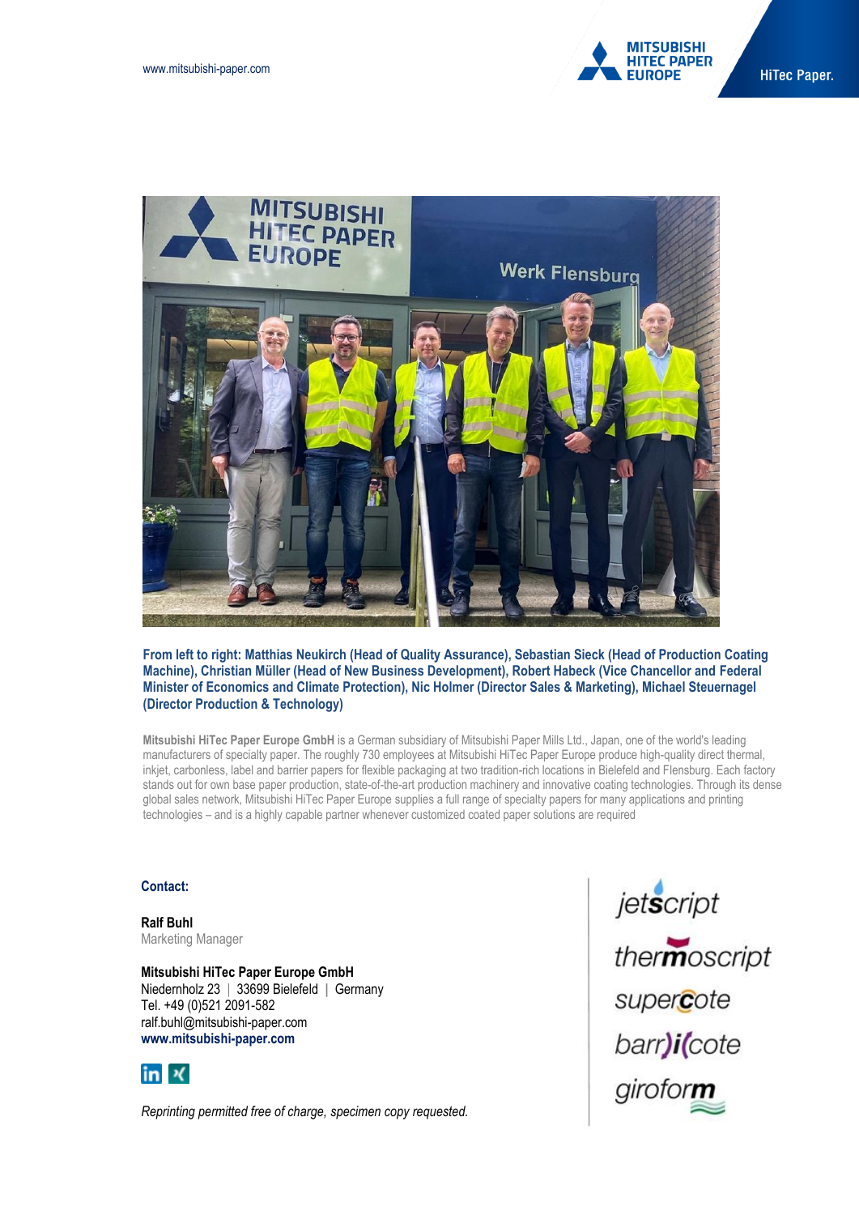**From left to right: Matthias Neukirch (Head of Quality Assurance), Sebastian Sieck (Head of Production Coating Machine), Christian Müller (Head of New Business Development), Robert Habeck (Vice Chancellor and Federal Minister of Economics and Climate Protection), Nic Holmer (Director Sales & Marketing), Michael Steuernagel (Director Production & Technology)**

**Mitsubishi HiTec Paper Europe GmbH** is a German subsidiary of Mitsubishi Paper Mills Ltd., Japan, one of the world's leading manufacturers of specialty paper. The roughly 730 employees at Mitsubishi HiTec Paper Europe produce high-quality direct thermal, inkjet, carbonless, label and barrier papers for flexible packaging at two tradition-rich locations in Bielefeld and Flensburg. Each factory stands out for own base paper production, state-of-the-art production machinery and innovative coating technologies. Through its dense global sales network, Mitsubishi HiTec Paper Europe supplies a full range of specialty papers for many applications and printing technologies – and is a highly capable partner whenever customized coated paper solutions are required

**Contact:**

**Ralf Buhl**
Marketing Manager

**Mitsubishi HiTec Paper Europe GmbH**
Niedernholz 23 | 33699 Bielefeld | Germany
Tel. +49 (0)521 2091-582
ralf.buhl@mitsubishi-paper.com
**www.mitsubishi-paper.com**

*Reprinting permitted free of charge, specimen copy requested.*

jetscript
thermoscript
supercote
barr)i(cote
giroform